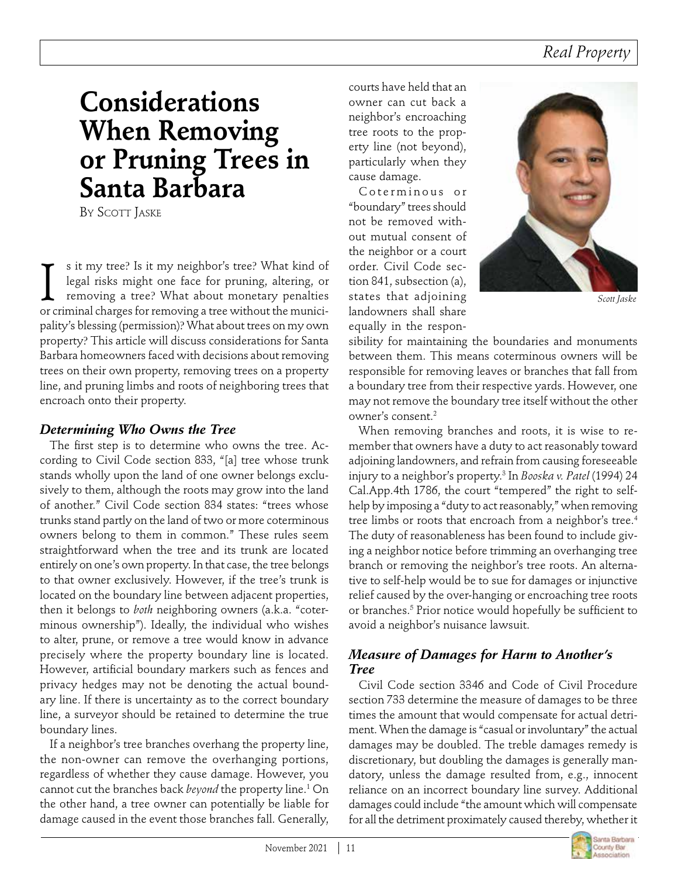# Considerations When Removing or Pruning Trees in Santa Barbara

By Scott Jaske

Is it my tree? Is it my neighbor's tree? What kind of legal risks might one face for pruning, altering, or removing a tree? What about monetary penalties or criminal charges for removing a tree without the municipality's blessing (permission)? What about trees on my own property? This article will discuss considerations for Santa Barbara homeowners faced with decisions about removing trees on their own property, removing trees on a property line, and pruning limbs and roots of neighboring trees that encroach onto their property.

### *Determining Who Owns the Tree*

The first step is to determine who owns the tree. According to Civil Code section 833, "[a] tree whose trunk stands wholly upon the land of one owner belongs exclusively to them, although the roots may grow into the land of another." Civil Code section 834 states: "trees whose trunks stand partly on the land of two or more coterminous owners belong to them in common." These rules seem straightforward when the tree and its trunk are located entirely on one's own property. In that case, the tree belongs to that owner exclusively. However, if the tree's trunk is located on the boundary line between adjacent properties, then it belongs to *both* neighboring owners (a.k.a. "coterminous ownership"). Ideally, the individual who wishes to alter, prune, or remove a tree would know in advance precisely where the property boundary line is located. However, artificial boundary markers such as fences and privacy hedges may not be denoting the actual boundary line. If there is uncertainty as to the correct boundary line, a surveyor should be retained to determine the true boundary lines.

If a neighbor's tree branches overhang the property line, the non-owner can remove the overhanging portions, regardless of whether they cause damage. However, you cannot cut the branches back *beyond* the property line.[1] On the other hand, a tree owner can potentially be liable for damage caused in the event those branches fall. Generally, courts have held that an owner can cut back a neighbor's encroaching tree roots to the property line (not beyond), particularly when they cause damage.

*Scott Jaske*

Coterminous or "boundary" trees should not be removed without mutual consent of the neighbor or a court order. Civil Code section 841, subsection (a), states that adjoining landowners shall share equally in the responsibility for maintaining the boundaries and monuments between them. This means coterminous owners will be responsible for removing leaves or branches that fall from a boundary tree from their respective yards. However, one may not remove the boundary tree itself without the other owner's consent.[2]

When removing branches and roots, it is wise to remember that owners have a duty to act reasonably toward adjoining landowners, and refrain from causing foreseeable injury to a neighbor's property.[3] In *Booska v. Patel* (1994) 24 Cal.App.4th 1786, the court "tempered" the right to self-help by imposing a "duty to act reasonably," when removing tree limbs or roots that encroach from a neighbor's tree.[4] The duty of reasonableness has been found to include giving a neighbor notice before trimming an overhanging tree branch or removing the neighbor's tree roots. An alternative to self-help would be to sue for damages or injunctive relief caused by the over-hanging or encroaching tree roots or branches.[5] Prior notice would hopefully be sufficient to avoid a neighbor's nuisance lawsuit.

### *Measure of Damages for Harm to Another's Tree*

Civil Code section 3346 and Code of Civil Procedure section 733 determine the measure of damages to be three times the amount that would compensate for actual detriment. When the damage is "casual or involuntary" the actual damages may be doubled. The treble damages remedy is discretionary, but doubling the damages is generally mandatory, unless the damage resulted from, e.g., innocent reliance on an incorrect boundary line survey. Additional damages could include "the amount which will compensate for all the detriment proximately caused thereby, whether it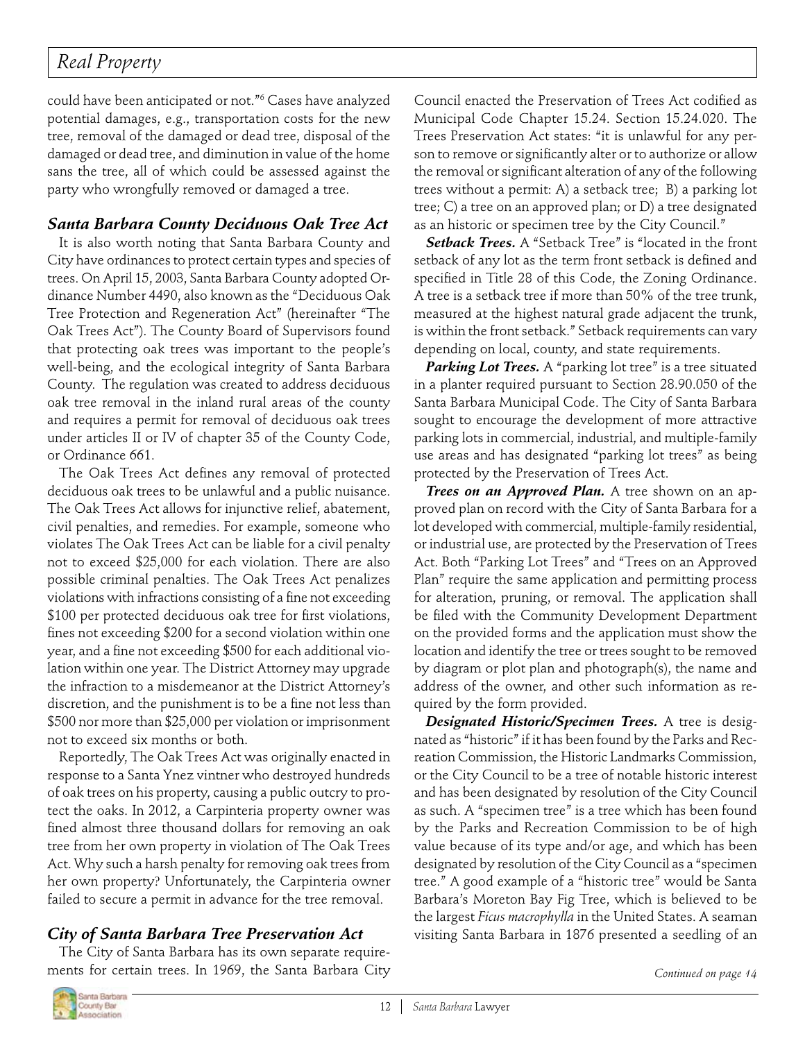could have been anticipated or not."[6] Cases have analyzed potential damages, e.g., transportation costs for the new tree, removal of the damaged or dead tree, disposal of the damaged or dead tree, and diminution in value of the home sans the tree, all of which could be assessed against the party who wrongfully removed or damaged a tree.

### *Santa Barbara County Deciduous Oak Tree Act*

It is also worth noting that Santa Barbara County and City have ordinances to protect certain types and species of trees. On April 15, 2003, Santa Barbara County adopted Ordinance Number 4490, also known as the "Deciduous Oak Tree Protection and Regeneration Act" (hereinafter "The Oak Trees Act"). The County Board of Supervisors found that protecting oak trees was important to the people's well-being, and the ecological integrity of Santa Barbara County. The regulation was created to address deciduous oak tree removal in the inland rural areas of the county and requires a permit for removal of deciduous oak trees under articles II or IV of chapter 35 of the County Code, or Ordinance 661.

The Oak Trees Act defines any removal of protected deciduous oak trees to be unlawful and a public nuisance. The Oak Trees Act allows for injunctive relief, abatement, civil penalties, and remedies. For example, someone who violates The Oak Trees Act can be liable for a civil penalty not to exceed $25,000 for each violation. There are also possible criminal penalties. The Oak Trees Act penalizes violations with infractions consisting of a fine not exceeding $100 per protected deciduous oak tree for first violations, fines not exceeding $200 for a second violation within one year, and a fine not exceeding $500 for each additional violation within one year. The District Attorney may upgrade the infraction to a misdemeanor at the District Attorney's discretion, and the punishment is to be a fine not less than $500 nor more than $25,000 per violation or imprisonment not to exceed six months or both.

Reportedly, The Oak Trees Act was originally enacted in response to a Santa Ynez vintner who destroyed hundreds of oak trees on his property, causing a public outcry to protect the oaks. In 2012, a Carpinteria property owner was fined almost three thousand dollars for removing an oak tree from her own property in violation of The Oak Trees Act. Why such a harsh penalty for removing oak trees from her own property? Unfortunately, the Carpinteria owner failed to secure a permit in advance for the tree removal.

### *City of Santa Barbara Tree Preservation Act*

The City of Santa Barbara has its own separate requirements for certain trees. In 1969, the Santa Barbara City Council enacted the Preservation of Trees Act codified as Municipal Code Chapter 15.24. Section 15.24.020. The Trees Preservation Act states: "it is unlawful for any person to remove or significantly alter or to authorize or allow the removal or significant alteration of any of the following trees without a permit: A) a setback tree; B) a parking lot tree; C) a tree on an approved plan; or D) a tree designated as an historic or specimen tree by the City Council."

***Setback Trees.*** A "Setback Tree" is "located in the front setback of any lot as the term front setback is defined and specified in Title 28 of this Code, the Zoning Ordinance. A tree is a setback tree if more than 50% of the tree trunk, measured at the highest natural grade adjacent the trunk, is within the front setback." Setback requirements can vary depending on local, county, and state requirements.

***Parking Lot Trees.*** A "parking lot tree" is a tree situated in a planter required pursuant to Section 28.90.050 of the Santa Barbara Municipal Code. The City of Santa Barbara sought to encourage the development of more attractive parking lots in commercial, industrial, and multiple-family use areas and has designated "parking lot trees" as being protected by the Preservation of Trees Act.

***Trees on an Approved Plan.*** A tree shown on an approved plan on record with the City of Santa Barbara for a lot developed with commercial, multiple-family residential, or industrial use, are protected by the Preservation of Trees Act. Both "Parking Lot Trees" and "Trees on an Approved Plan" require the same application and permitting process for alteration, pruning, or removal. The application shall be filed with the Community Development Department on the provided forms and the application must show the location and identify the tree or trees sought to be removed by diagram or plot plan and photograph(s), the name and address of the owner, and other such information as required by the form provided.

***Designated Historic/Specimen Trees.*** A tree is designated as "historic" if it has been found by the Parks and Recreation Commission, the Historic Landmarks Commission, or the City Council to be a tree of notable historic interest and has been designated by resolution of the City Council as such. A "specimen tree" is a tree which has been found by the Parks and Recreation Commission to be of high value because of its type and/or age, and which has been designated by resolution of the City Council as a "specimen tree." A good example of a "historic tree" would be Santa Barbara's Moreton Bay Fig Tree, which is believed to be the largest *Ficus macrophylla* in the United States. A seaman visiting Santa Barbara in 1876 presented a seedling of an

*Continued on page 14*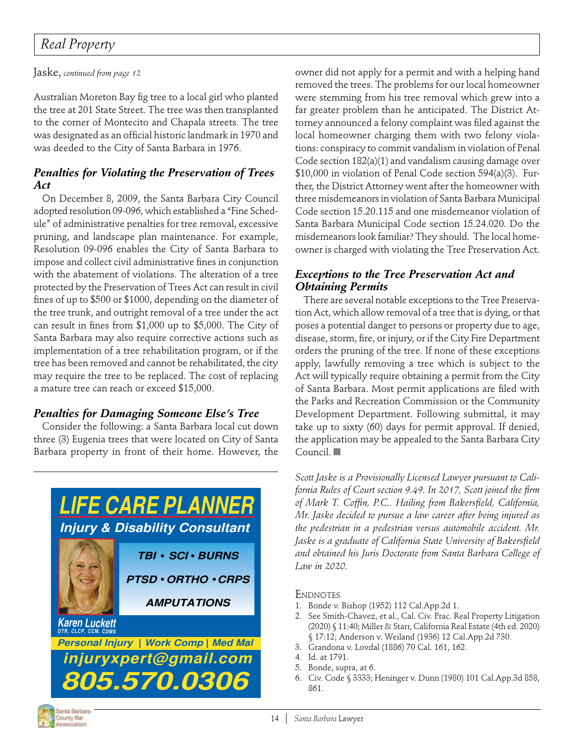Jaske, *continued from page 12*

Australian Moreton Bay fig tree to a local girl who planted the tree at 201 State Street. The tree was then transplanted to the corner of Montecito and Chapala streets. The tree was designated as an official historic landmark in 1970 and was deeded to the City of Santa Barbara in 1976.

### *Penalties for Violating the Preservation of Trees Act*

On December 8, 2009, the Santa Barbara City Council adopted resolution 09-096, which established a "Fine Schedule" of administrative penalties for tree removal, excessive pruning, and landscape plan maintenance. For example, Resolution 09-096 enables the City of Santa Barbara to impose and collect civil administrative fines in conjunction with the abatement of violations. The alteration of a tree protected by the Preservation of Trees Act can result in civil fines of up to $500 or $1000, depending on the diameter of the tree trunk, and outright removal of a tree under the act can result in fines from $1,000 up to $5,000. The City of Santa Barbara may also require corrective actions such as implementation of a tree rehabilitation program, or if the tree has been removed and cannot be rehabilitated, the city may require the tree to be replaced. The cost of replacing a mature tree can reach or exceed $15,000.

### *Penalties for Damaging Someone Else's Tree*

Consider the following: a Santa Barbara local cut down three (3) Eugenia trees that were located on City of Santa Barbara property in front of their home. However, the owner did not apply for a permit and with a helping hand removed the trees. The problems for our local homeowner were stemming from his tree removal which grew into a far greater problem than he anticipated. The District Attorney announced a felony complaint was filed against the local homeowner charging them with two felony violations: conspiracy to commit vandalism in violation of Penal Code section 182(a)(1) and vandalism causing damage over $10,000 in violation of Penal Code section 594(a)(3). Further, the District Attorney went after the homeowner with three misdemeanors in violation of Santa Barbara Municipal Code section 15.20.115 and one misdemeanor violation of Santa Barbara Municipal Code section 15.24.020. Do the misdemeanors look familiar? They should. The local homeowner is charged with violating the Tree Preservation Act.

### *Exceptions to the Tree Preservation Act and Obtaining Permits*

There are several notable exceptions to the Tree Preservation Act, which allow removal of a tree that is dying, or that poses a potential danger to persons or property due to age, disease, storm, fire, or injury, or if the City Fire Department orders the pruning of the tree. If none of these exceptions apply, lawfully removing a tree which is subject to the Act will typically require obtaining a permit from the City of Santa Barbara. Most permit applications are filed with the Parks and Recreation Commission or the Community Development Department. Following submittal, it may take up to sixty (60) days for permit approval. If denied, the application may be appealed to the Santa Barbara City Council. ■

*Scott Jaske is a Provisionally Licensed Lawyer pursuant to California Rules of Court section 9.49. In 2017, Scott joined the firm of Mark T. Coffin, P.C.. Hailing from Bakersfield, California, Mr. Jaske decided to pursue a law career after being injured as the pedestrian in a pedestrian versus automobile accident. Mr. Jaske is a graduate of California State University of Bakersfield and obtained his Juris Doctorate from Santa Barbara College of Law in 2020.*

**LIFE CARE PLANNER**

**Injury & Disability Consultant**

TBI • SCI • BURNS

PTSD • ORTHO • CRPS

AMPUTATIONS

Karen Luckett
OTR, CLCP, CCM, CDMS

Personal Injury | Work Comp | Med Mal

injuryxpert@gmail.com

805.570.0306

#### Endnotes

1. Bonde v. Bishop (1952) 112 Cal.App.2d 1.
2. See Smith-Chavez, et al., Cal. Civ. Prac. Real Property Litigation (2020) § 11:40; Miller & Starr, California Real Estate (4th ed. 2020) § 17:12; Anderson v. Weiland (1936) 12 Cal.App.2d 730.
3. Grandona v. Lovdal (1886) 70 Cal. 161, 162.
4. Id. at 1791.
5. Bonde, supra, at 6.
6. Civ. Code § 3333; Heninger v. Dunn (1980) 101 Cal.App.3d 858, 861.